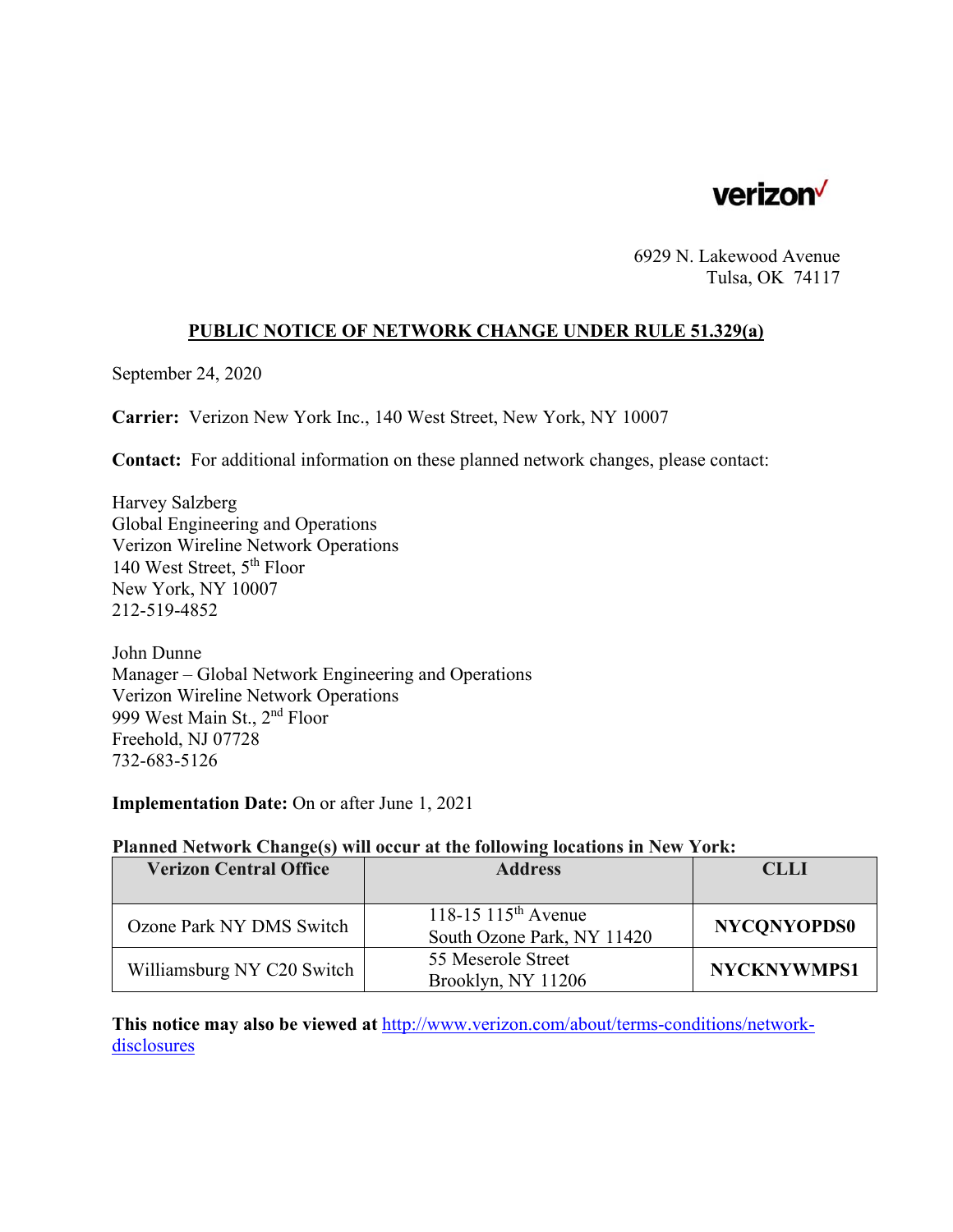verizon

6929 N. Lakewood Avenue
Tulsa, OK 74117

**PUBLIC NOTICE OF NETWORK CHANGE UNDER RULE 51.329(a)**

September 24, 2020

**Carrier:** Verizon New York Inc., 140 West Street, New York, NY 10007

**Contact:** For additional information on these planned network changes, please contact:

Harvey Salzberg
Global Engineering and Operations
Verizon Wireline Network Operations
140 West Street, 5th Floor
New York, NY 10007
212-519-4852

John Dunne
Manager – Global Network Engineering and Operations
Verizon Wireline Network Operations
999 West Main St., 2nd Floor
Freehold, NJ 07728
732-683-5126

**Implementation Date:** On or after June 1, 2021

**Planned Network Change(s) will occur at the following locations in New York:**

| Verizon Central Office | Address | CLLI |
|---|---|---|
| Ozone Park NY DMS Switch | 118-15 115th Avenue South Ozone Park, NY 11420 | **NYCQNYOPDS0** |
| Williamsburg NY C20 Switch | 55 Meserole Street Brooklyn, NY 11206 | **NYCKNYWMPS1** |

**This notice may also be viewed at** http://www.verizon.com/about/terms-conditions/network-disclosures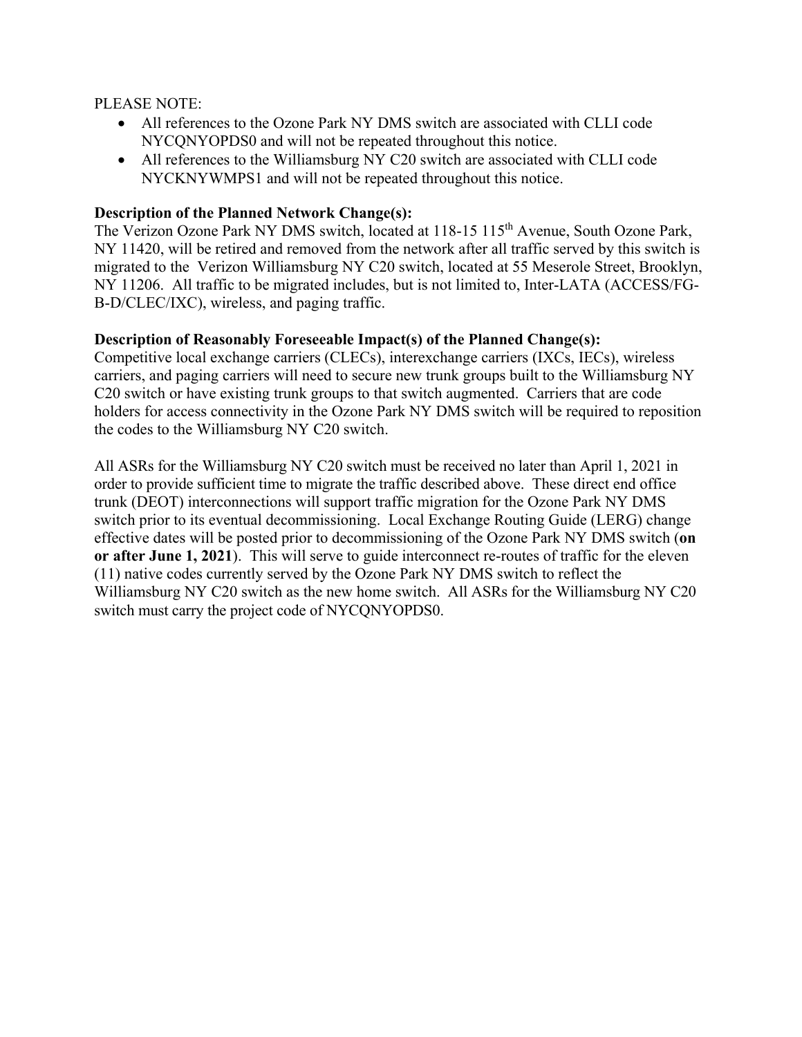PLEASE NOTE:

- All references to the Ozone Park NY DMS switch are associated with CLLI code NYCQNYOPDS0 and will not be repeated throughout this notice.
- All references to the Williamsburg NY C20 switch are associated with CLLI code NYCKNYWMPS1 and will not be repeated throughout this notice.

**Description of the Planned Network Change(s):**

The Verizon Ozone Park NY DMS switch, located at 118-15 115th Avenue, South Ozone Park, NY 11420, will be retired and removed from the network after all traffic served by this switch is migrated to the Verizon Williamsburg NY C20 switch, located at 55 Meserole Street, Brooklyn, NY 11206. All traffic to be migrated includes, but is not limited to, Inter-LATA (ACCESS/FG-B-D/CLEC/IXC), wireless, and paging traffic.

**Description of Reasonably Foreseeable Impact(s) of the Planned Change(s):**

Competitive local exchange carriers (CLECs), interexchange carriers (IXCs, IECs), wireless carriers, and paging carriers will need to secure new trunk groups built to the Williamsburg NY C20 switch or have existing trunk groups to that switch augmented. Carriers that are code holders for access connectivity in the Ozone Park NY DMS switch will be required to reposition the codes to the Williamsburg NY C20 switch.

All ASRs for the Williamsburg NY C20 switch must be received no later than April 1, 2021 in order to provide sufficient time to migrate the traffic described above. These direct end office trunk (DEOT) interconnections will support traffic migration for the Ozone Park NY DMS switch prior to its eventual decommissioning. Local Exchange Routing Guide (LERG) change effective dates will be posted prior to decommissioning of the Ozone Park NY DMS switch (**on or after June 1, 2021**). This will serve to guide interconnect re-routes of traffic for the eleven (11) native codes currently served by the Ozone Park NY DMS switch to reflect the Williamsburg NY C20 switch as the new home switch. All ASRs for the Williamsburg NY C20 switch must carry the project code of NYCQNYOPDS0.